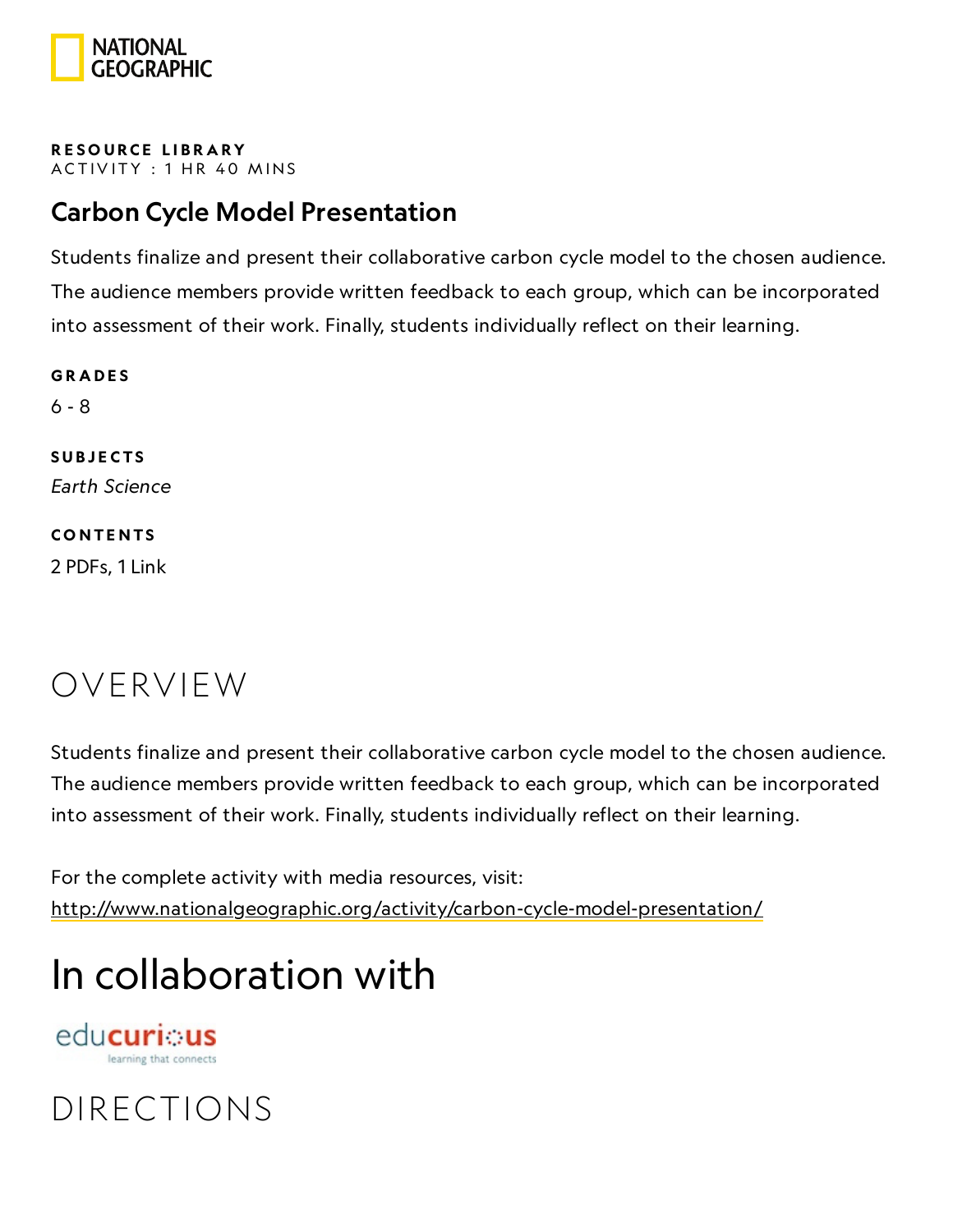**RESOURCE LIBRARY**
ACTIVITY : 1 HR 40 MINS

## Carbon Cycle Model Presentation

Students finalize and present their collaborative carbon cycle model to the chosen audience. The audience members provide written feedback to each group, which can be incorporated into assessment of their work. Finally, students individually reflect on their learning.

**GRADES**

6 - 8

**SUBJECTS**

*Earth Science*

**CONTENTS**

2 PDFs, 1 Link

# OVERVIEW

Students finalize and present their collaborative carbon cycle model to the chosen audience. The audience members provide written feedback to each group, which can be incorporated into assessment of their work. Finally, students individually reflect on their learning.

For the complete activity with media resources, visit:
http://www.nationalgeographic.org/activity/carbon-cycle-model-presentation/

# In collaboration with

educurious
learning that connects

# DIRECTIONS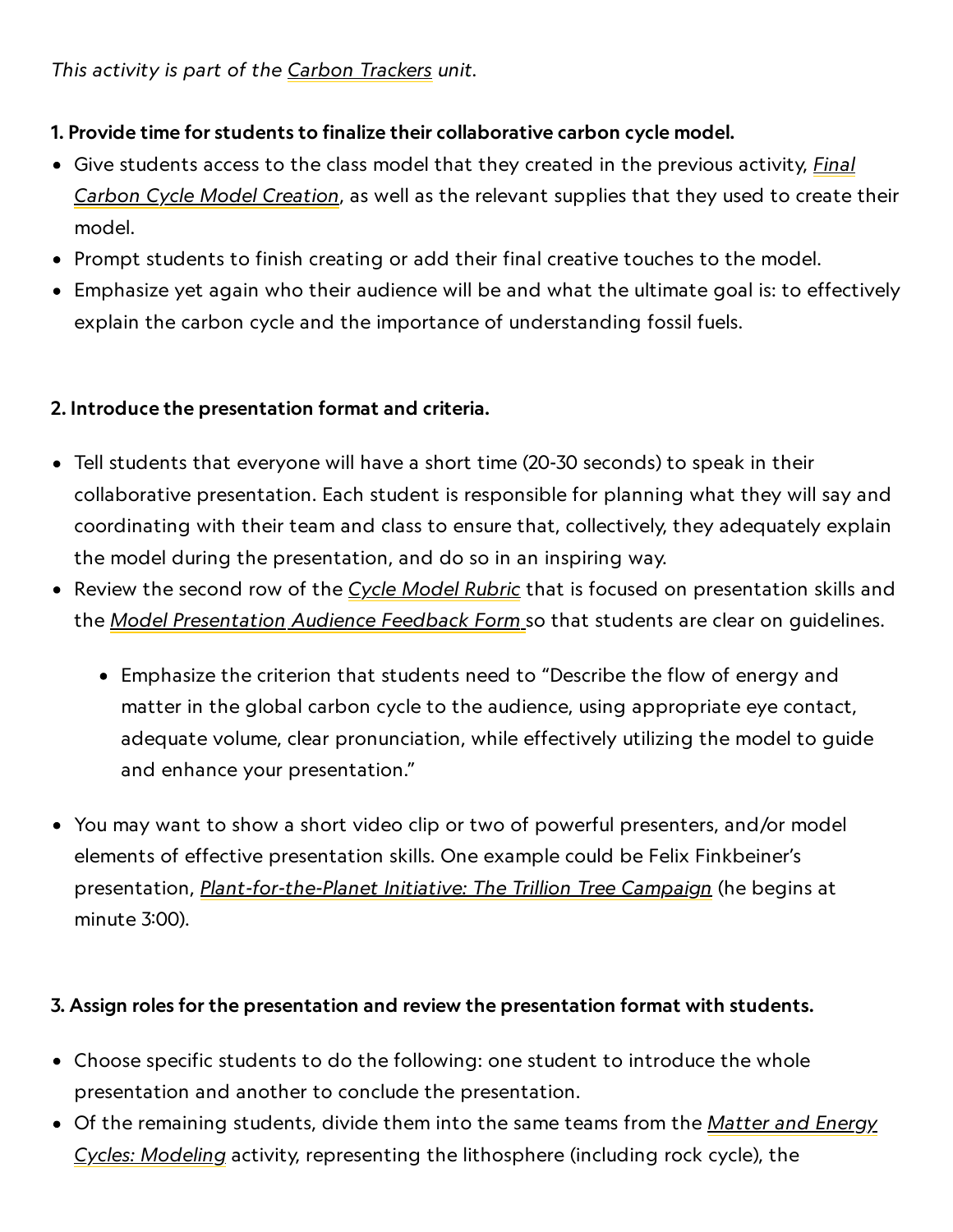*This activity is part of the Carbon Trackers unit.*

**1. Provide time for students to finalize their collaborative carbon cycle model.**

- Give students access to the class model that they created in the previous activity, *Final Carbon Cycle Model Creation*, as well as the relevant supplies that they used to create their model.
- Prompt students to finish creating or add their final creative touches to the model.
- Emphasize yet again who their audience will be and what the ultimate goal is: to effectively explain the carbon cycle and the importance of understanding fossil fuels.

**2. Introduce the presentation format and criteria.**

- Tell students that everyone will have a short time (20-30 seconds) to speak in their collaborative presentation. Each student is responsible for planning what they will say and coordinating with their team and class to ensure that, collectively, they adequately explain the model during the presentation, and do so in an inspiring way.
- Review the second row of the *Cycle Model Rubric* that is focused on presentation skills and the *Model Presentation Audience Feedback Form* so that students are clear on guidelines.
  - Emphasize the criterion that students need to "Describe the flow of energy and matter in the global carbon cycle to the audience, using appropriate eye contact, adequate volume, clear pronunciation, while effectively utilizing the model to guide and enhance your presentation."
- You may want to show a short video clip or two of powerful presenters, and/or model elements of effective presentation skills. One example could be Felix Finkbeiner's presentation, *Plant-for-the-Planet Initiative: The Trillion Tree Campaign* (he begins at minute 3:00).

**3. Assign roles for the presentation and review the presentation format with students.**

- Choose specific students to do the following: one student to introduce the whole presentation and another to conclude the presentation.
- Of the remaining students, divide them into the same teams from the *Matter and Energy Cycles: Modeling* activity, representing the lithosphere (including rock cycle), the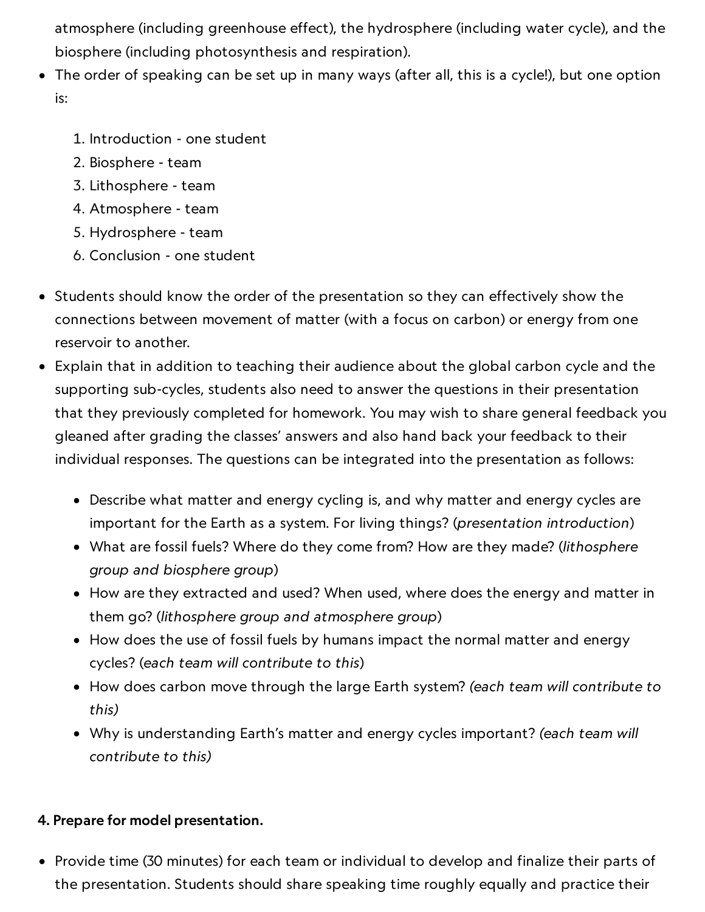atmosphere (including greenhouse effect), the hydrosphere (including water cycle), and the biosphere (including photosynthesis and respiration).
- The order of speaking can be set up in many ways (after all, this is a cycle!), but one option is:

  1. Introduction - one student
  2. Biosphere - team
  3. Lithosphere - team
  4. Atmosphere - team
  5. Hydrosphere - team
  6. Conclusion - one student

- Students should know the order of the presentation so they can effectively show the connections between movement of matter (with a focus on carbon) or energy from one reservoir to another.
- Explain that in addition to teaching their audience about the global carbon cycle and the supporting sub-cycles, students also need to answer the questions in their presentation that they previously completed for homework. You may wish to share general feedback you gleaned after grading the classes' answers and also hand back your feedback to their individual responses. The questions can be integrated into the presentation as follows:

  - Describe what matter and energy cycling is, and why matter and energy cycles are important for the Earth as a system. For living things? (*presentation introduction*)
  - What are fossil fuels? Where do they come from? How are they made? (*lithosphere group and biosphere group*)
  - How are they extracted and used? When used, where does the energy and matter in them go? (*lithosphere group and atmosphere group*)
  - How does the use of fossil fuels by humans impact the normal matter and energy cycles? (*each team will contribute to this*)
  - How does carbon move through the large Earth system? *(each team will contribute to this)*
  - Why is understanding Earth's matter and energy cycles important? *(each team will contribute to this)*

**4. Prepare for model presentation.**

- Provide time (30 minutes) for each team or individual to develop and finalize their parts of the presentation. Students should share speaking time roughly equally and practice their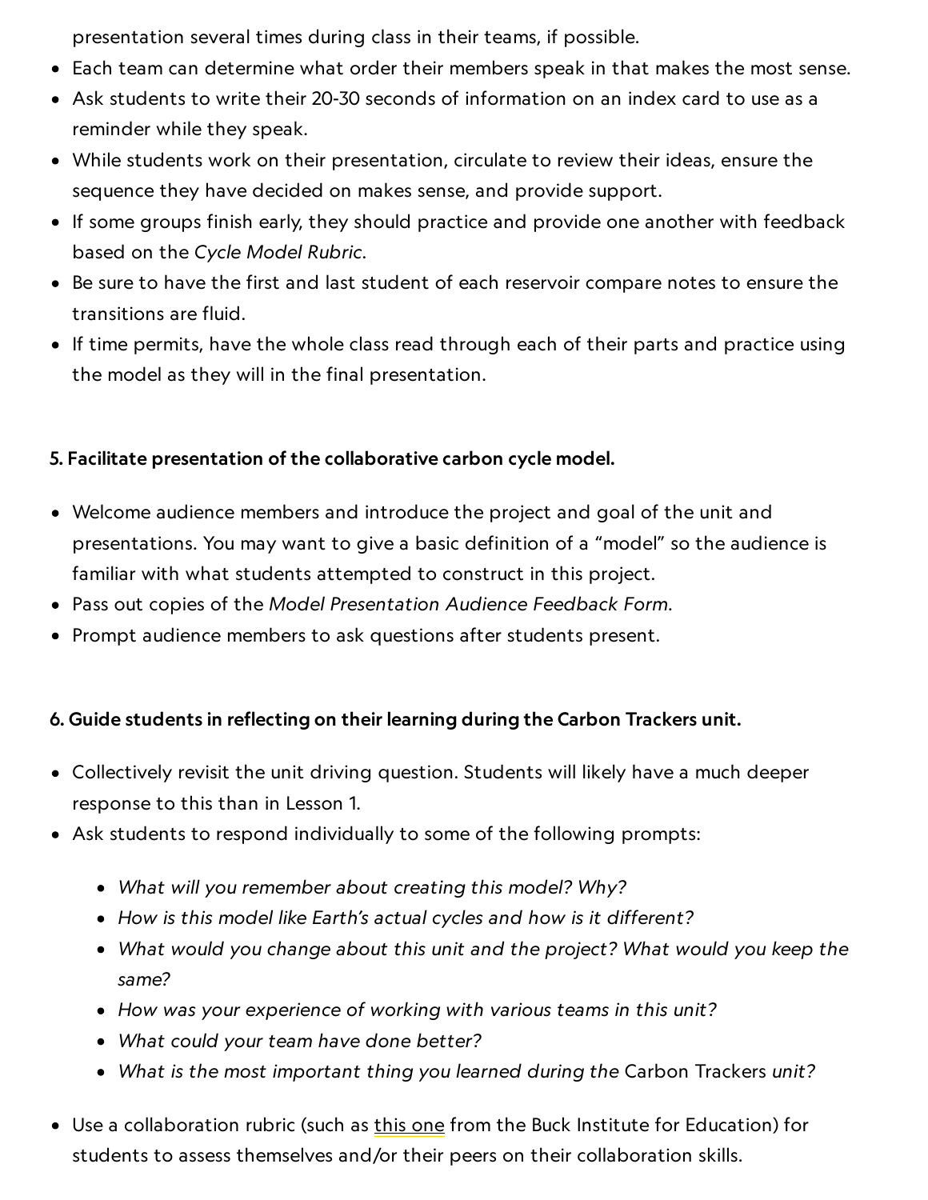presentation several times during class in their teams, if possible.

- Each team can determine what order their members speak in that makes the most sense.
- Ask students to write their 20-30 seconds of information on an index card to use as a reminder while they speak.
- While students work on their presentation, circulate to review their ideas, ensure the sequence they have decided on makes sense, and provide support.
- If some groups finish early, they should practice and provide one another with feedback based on the *Cycle Model Rubric*.
- Be sure to have the first and last student of each reservoir compare notes to ensure the transitions are fluid.
- If time permits, have the whole class read through each of their parts and practice using the model as they will in the final presentation.

**5. Facilitate presentation of the collaborative carbon cycle model.**

- Welcome audience members and introduce the project and goal of the unit and presentations. You may want to give a basic definition of a "model" so the audience is familiar with what students attempted to construct in this project.
- Pass out copies of the *Model Presentation Audience Feedback Form*.
- Prompt audience members to ask questions after students present.

**6. Guide students in reflecting on their learning during the Carbon Trackers unit.**

- Collectively revisit the unit driving question. Students will likely have a much deeper response to this than in Lesson 1.
- Ask students to respond individually to some of the following prompts:
  - *What will you remember about creating this model? Why?*
  - *How is this model like Earth's actual cycles and how is it different?*
  - *What would you change about this unit and the project? What would you keep the same?*
  - *How was your experience of working with various teams in this unit?*
  - *What could your team have done better?*
  - *What is the most important thing you learned during the* Carbon Trackers *unit?*
- Use a collaboration rubric (such as this one from the Buck Institute for Education) for students to assess themselves and/or their peers on their collaboration skills.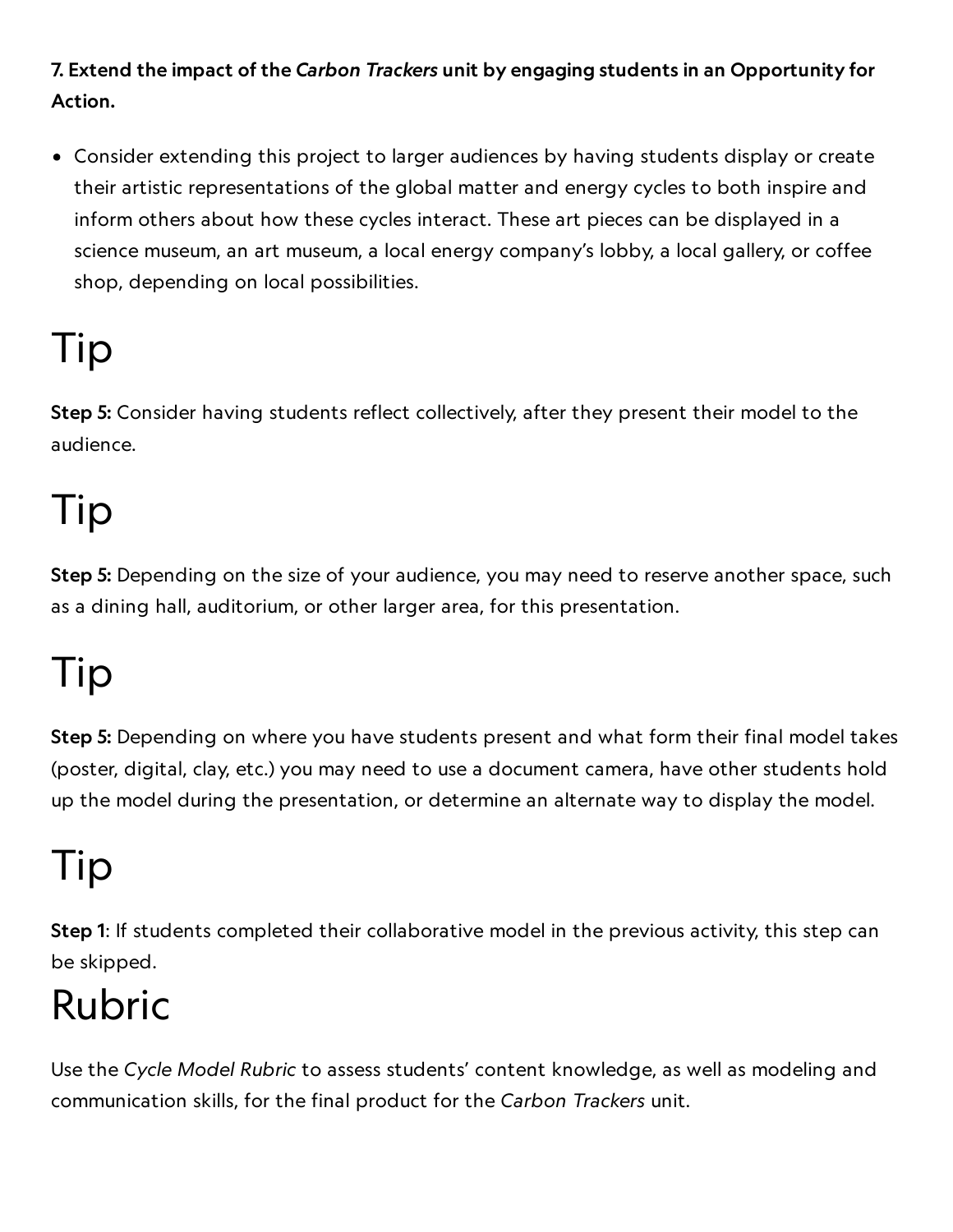**7. Extend the impact of the *Carbon Trackers* unit by engaging students in an Opportunity for Action.**

- Consider extending this project to larger audiences by having students display or create their artistic representations of the global matter and energy cycles to both inspire and inform others about how these cycles interact. These art pieces can be displayed in a science museum, an art museum, a local energy company's lobby, a local gallery, or coffee shop, depending on local possibilities.

# Tip

**Step 5:** Consider having students reflect collectively, after they present their model to the audience.

# Tip

**Step 5:** Depending on the size of your audience, you may need to reserve another space, such as a dining hall, auditorium, or other larger area, for this presentation.

# Tip

**Step 5:** Depending on where you have students present and what form their final model takes (poster, digital, clay, etc.) you may need to use a document camera, have other students hold up the model during the presentation, or determine an alternate way to display the model.

# Tip

**Step 1**: If students completed their collaborative model in the previous activity, this step can be skipped.

# Rubric

Use the *Cycle Model Rubric* to assess students' content knowledge, as well as modeling and communication skills, for the final product for the *Carbon Trackers* unit.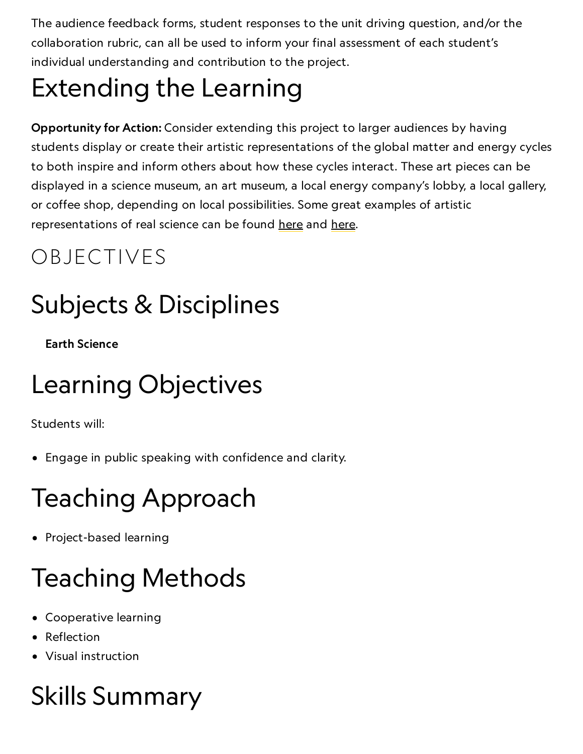The audience feedback forms, student responses to the unit driving question, and/or the collaboration rubric, can all be used to inform your final assessment of each student's individual understanding and contribution to the project.

# Extending the Learning

**Opportunity for Action:** Consider extending this project to larger audiences by having students display or create their artistic representations of the global matter and energy cycles to both inspire and inform others about how these cycles interact. These art pieces can be displayed in a science museum, an art museum, a local energy company's lobby, a local gallery, or coffee shop, depending on local possibilities. Some great examples of artistic representations of real science can be found here and here.

## OBJECTIVES

# Subjects & Disciplines

**Earth Science**

# Learning Objectives

Students will:

- Engage in public speaking with confidence and clarity.

# Teaching Approach

- Project-based learning

# Teaching Methods

- Cooperative learning
- Reflection
- Visual instruction

# Skills Summary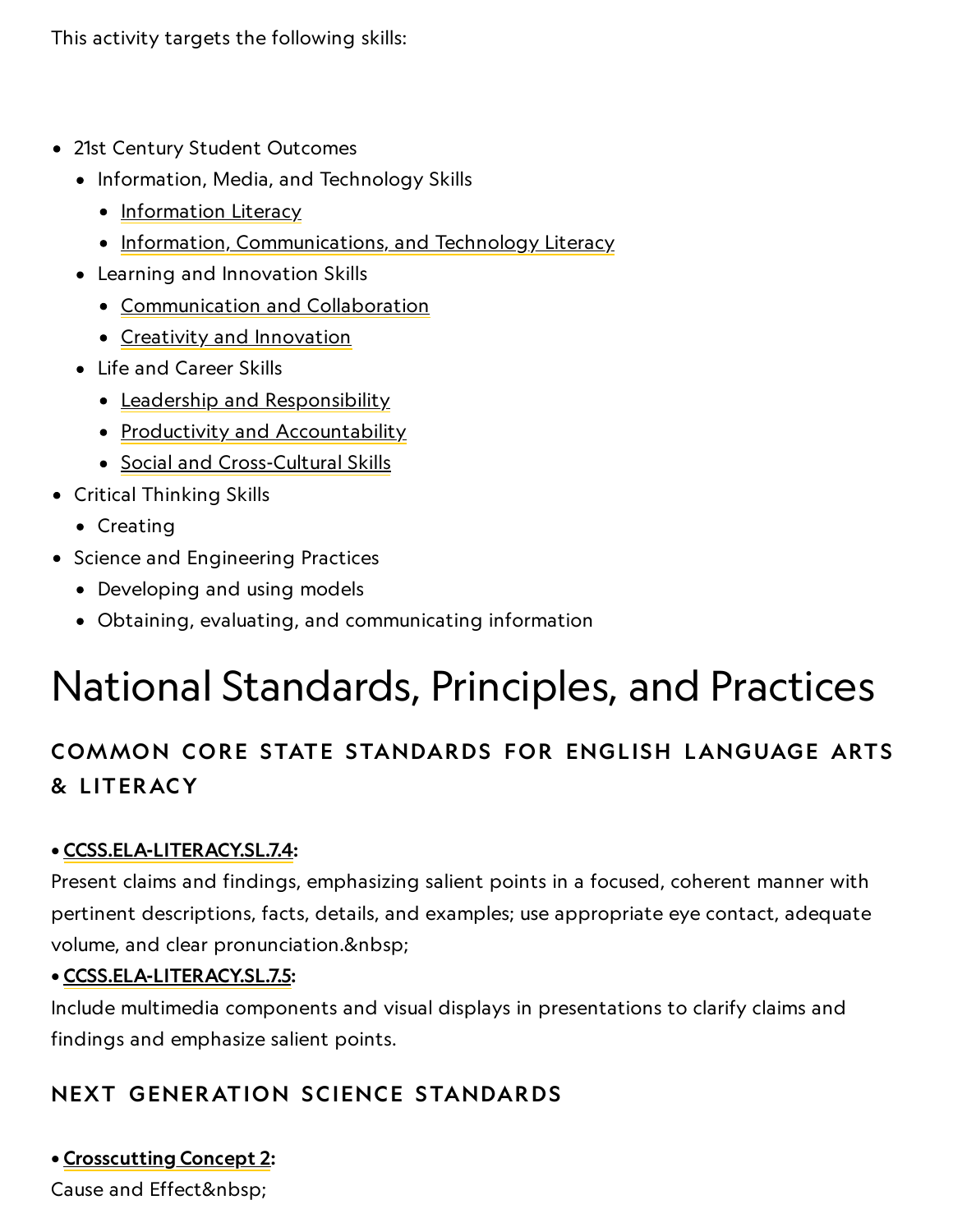This activity targets the following skills:

- 21st Century Student Outcomes
  - Information, Media, and Technology Skills
    - Information Literacy
    - Information, Communications, and Technology Literacy
  - Learning and Innovation Skills
    - Communication and Collaboration
    - Creativity and Innovation
  - Life and Career Skills
    - Leadership and Responsibility
    - Productivity and Accountability
    - Social and Cross-Cultural Skills
- Critical Thinking Skills
  - Creating
- Science and Engineering Practices
  - Developing and using models
  - Obtaining, evaluating, and communicating information

# National Standards, Principles, and Practices

### COMMON CORE STATE STANDARDS FOR ENGLISH LANGUAGE ARTS & LITERACY

• **CCSS.ELA-LITERACY.SL.7.4:**
Present claims and findings, emphasizing salient points in a focused, coherent manner with pertinent descriptions, facts, details, and examples; use appropriate eye contact, adequate volume, and clear pronunciation.&nbsp;

• **CCSS.ELA-LITERACY.SL.7.5:**
Include multimedia components and visual displays in presentations to clarify claims and findings and emphasize salient points.

### NEXT GENERATION SCIENCE STANDARDS

• **Crosscutting Concept 2:**
Cause and Effect&nbsp;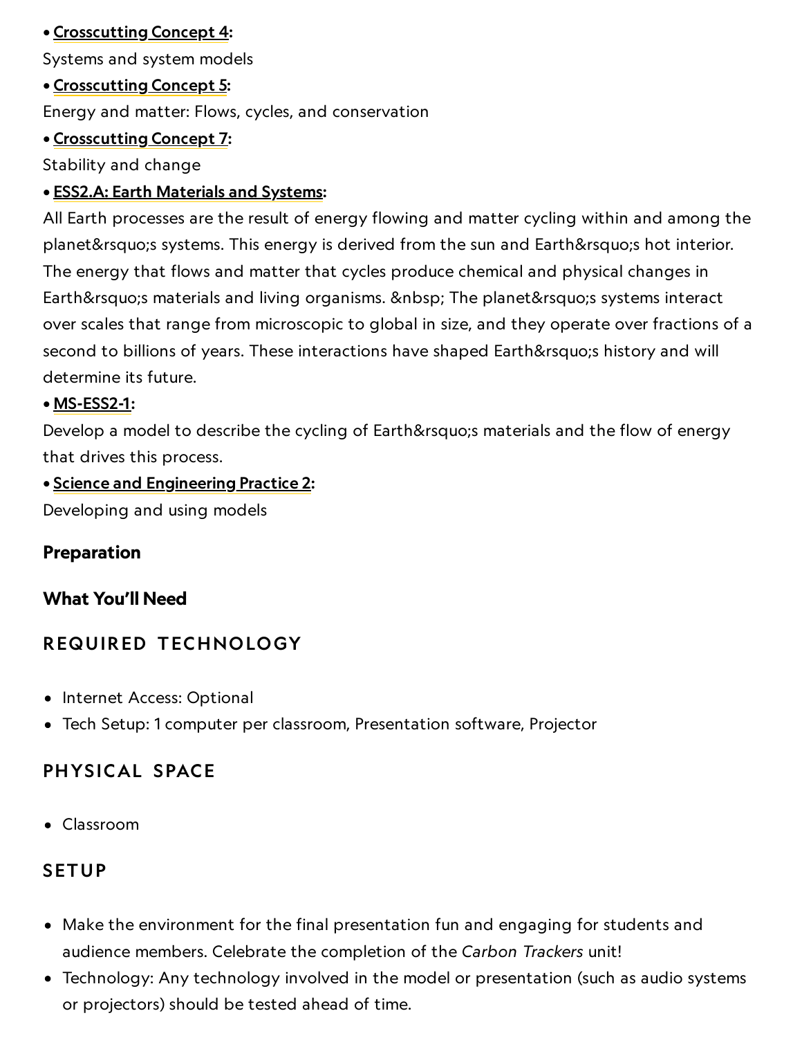- **Crosscutting Concept 4**:
Systems and system models
- **Crosscutting Concept 5**:
Energy and matter: Flows, cycles, and conservation
- **Crosscutting Concept 7**:
Stability and change
- **ESS2.A: Earth Materials and Systems**:
All Earth processes are the result of energy flowing and matter cycling within and among the planet&rsquo;s systems. This energy is derived from the sun and Earth&rsquo;s hot interior. The energy that flows and matter that cycles produce chemical and physical changes in Earth&rsquo;s materials and living organisms. &nbsp; The planet&rsquo;s systems interact over scales that range from microscopic to global in size, and they operate over fractions of a second to billions of years. These interactions have shaped Earth&rsquo;s history and will determine its future.
- **MS-ESS2-1**:
Develop a model to describe the cycling of Earth&rsquo;s materials and the flow of energy that drives this process.
- **Science and Engineering Practice 2**:
Developing and using models

## Preparation

## What You'll Need

### REQUIRED TECHNOLOGY

- Internet Access: Optional
- Tech Setup: 1 computer per classroom, Presentation software, Projector

### PHYSICAL SPACE

- Classroom

### SETUP

- Make the environment for the final presentation fun and engaging for students and audience members. Celebrate the completion of the *Carbon Trackers* unit!
- Technology: Any technology involved in the model or presentation (such as audio systems or projectors) should be tested ahead of time.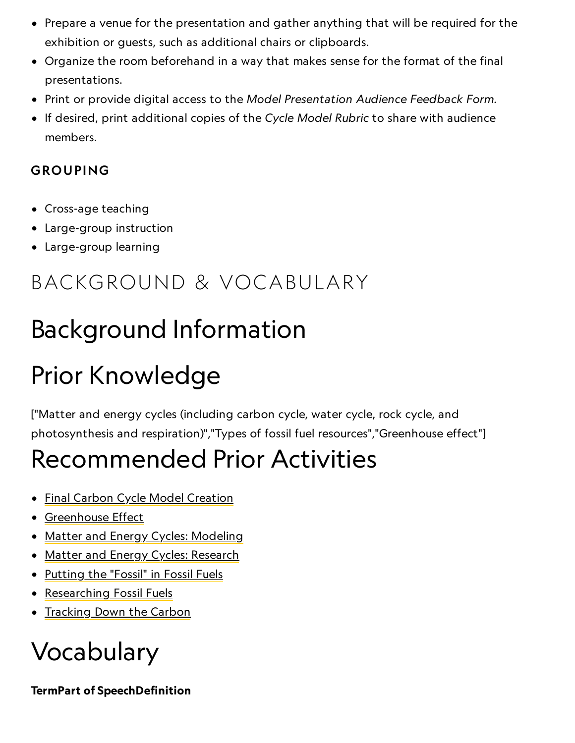- Prepare a venue for the presentation and gather anything that will be required for the exhibition or guests, such as additional chairs or clipboards.
- Organize the room beforehand in a way that makes sense for the format of the final presentations.
- Print or provide digital access to the *Model Presentation Audience Feedback Form*.
- If desired, print additional copies of the *Cycle Model Rubric* to share with audience members.

### GROUPING

- Cross-age teaching
- Large-group instruction
- Large-group learning

# BACKGROUND & VOCABULARY

## Background Information

## Prior Knowledge

["Matter and energy cycles (including carbon cycle, water cycle, rock cycle, and photosynthesis and respiration)","Types of fossil fuel resources","Greenhouse effect"]

## Recommended Prior Activities

- Final Carbon Cycle Model Creation
- Greenhouse Effect
- Matter and Energy Cycles: Modeling
- Matter and Energy Cycles: Research
- Putting the "Fossil" in Fossil Fuels
- Researching Fossil Fuels
- Tracking Down the Carbon

## Vocabulary

**TermPart of SpeechDefinition**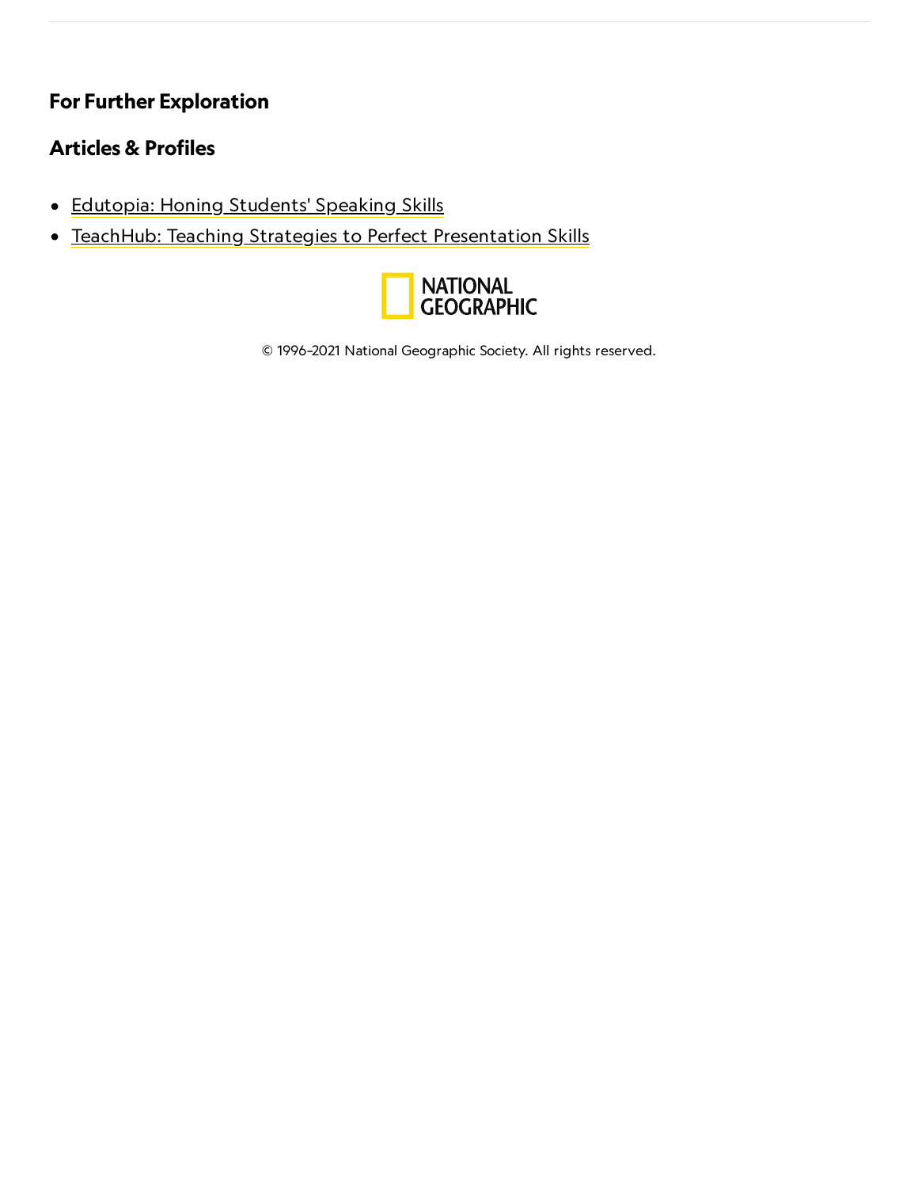## For Further Exploration

### Articles & Profiles

- Edutopia: Honing Students' Speaking Skills
- TeachHub: Teaching Strategies to Perfect Presentation Skills

NATIONAL GEOGRAPHIC

© 1996–2021 National Geographic Society. All rights reserved.